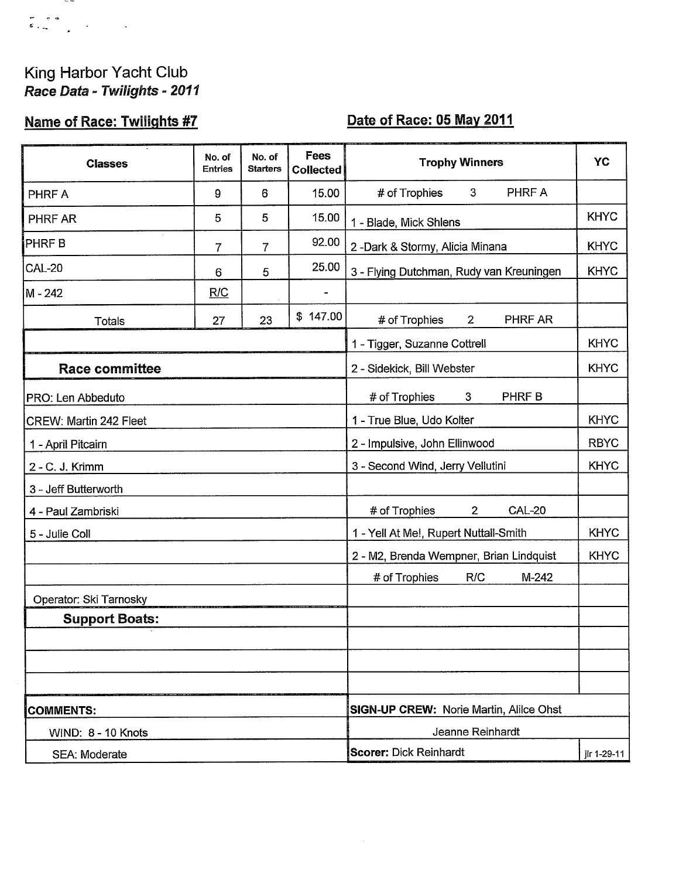# King Harbor Yacht Club

***Race Data - Twilights - 2011***

**Name of Race: Twilights #7** **Date of Race: 05 May 2011**

| Classes | No. of Entries | No. of Starters | Fees Collected | Trophy Winners | YC |
|---|---|---|---|---|---|
| PHRF A | 9 | 6 | 15.00 | # of Trophies 3 PHRF A | |
| PHRF AR | 5 | 5 | 15.00 | 1 - Blade, Mick Shlens | KHYC |
| PHRF B | 7 | 7 | 92.00 | 2 -Dark & Stormy, Alicia Minana | KHYC |
| CAL-20 | 6 | 5 | 25.00 | 3 - Flying Dutchman, Rudy van Kreuningen | KHYC |
| M - 242 | R/C | | - | | |
| Totals | 27 | 23 | $ 147.00 | # of Trophies 2 PHRF AR | |
| | | | | 1 - Tigger, Suzanne Cottrell | KHYC |
| **Race committee** | | | | 2 - Sidekick, Bill Webster | KHYC |
| PRO: Len Abbeduto | | | | # of Trophies 3 PHRF B | |
| CREW: Martin 242 Fleet | | | | 1 - True Blue, Udo Kolter | KHYC |
| 1 - April Pitcairn | | | | 2 - Impulsive, John Ellinwood | RBYC |
| 2 - C. J. Krimm | | | | 3 - Second Wind, Jerry Vellutini | KHYC |
| 3 - Jeff Butterworth | | | | | |
| 4 - Paul Zambriski | | | | # of Trophies 2 CAL-20 | |
| 5 - Julie Coll | | | | 1 - Yell At Me!, Rupert Nuttall-Smith | KHYC |
| | | | | 2 - M2, Brenda Wempner, Brian Lindquist | KHYC |
| | | | | # of Trophies R/C M-242 | |
| Operator: Ski Tarnosky | | | | | |
| **Support Boats:** | | | | | |
| | | | | | |
| | | | | | |
| | | | | | |
| **COMMENTS:** | | | | **SIGN-UP CREW:** Norie Martin, Alilce Ohst | |
| WIND: 8 - 10 Knots | | | | Jeanne Reinhardt | |
| SEA: Moderate | | | | **Scorer:** Dick Reinhardt | jlr 1-29-11 |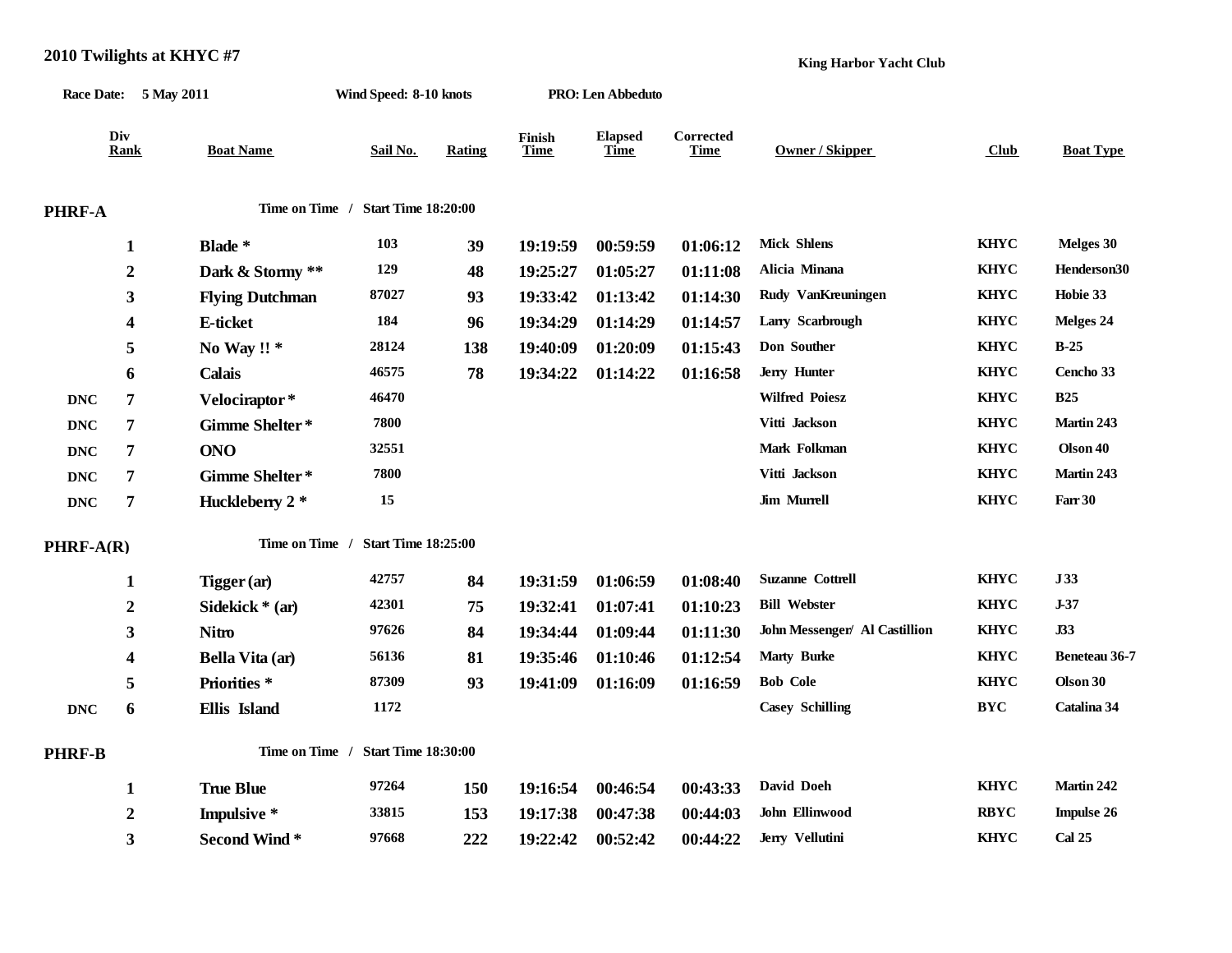## 2010 Twilights at KHYC #7

**King Harbor Yacht Club**

**Race Date:** 5 May 2011 **Wind Speed:** 8-10 knots **PRO:** Len Abbeduto

| | Div Rank | Boat Name | Sail No. | Rating | Finish Time | Elapsed Time | Corrected Time | Owner / Skipper | Club | Boat Type |
|---|---|---|---|---|---|---|---|---|---|---|
| **PHRF-A** | | Time on Time / Start Time 18:20:00 | | | | | | | | |
| | 1 | Blade * | 103 | 39 | 19:19:59 | 00:59:59 | 01:06:12 | Mick Shlens | KHYC | Melges 30 |
| | 2 | Dark & Stormy ** | 129 | 48 | 19:25:27 | 01:05:27 | 01:11:08 | Alicia Minana | KHYC | Henderson30 |
| | 3 | Flying Dutchman | 87027 | 93 | 19:33:42 | 01:13:42 | 01:14:30 | Rudy VanKreuningen | KHYC | Hobie 33 |
| | 4 | E-ticket | 184 | 96 | 19:34:29 | 01:14:29 | 01:14:57 | Larry Scarbrough | KHYC | Melges 24 |
| | 5 | No Way !! * | 28124 | 138 | 19:40:09 | 01:20:09 | 01:15:43 | Don Souther | KHYC | B-25 |
| | 6 | Calais | 46575 | 78 | 19:34:22 | 01:14:22 | 01:16:58 | Jerry Hunter | KHYC | Cencho 33 |
| DNC | 7 | Velociraptor * | 46470 | | | | | Wilfred Poiesz | KHYC | B25 |
| DNC | 7 | Gimme Shelter * | 7800 | | | | | Vitti Jackson | KHYC | Martin 243 |
| DNC | 7 | ONO | 32551 | | | | | Mark Folkman | KHYC | Olson 40 |
| DNC | 7 | Gimme Shelter * | 7800 | | | | | Vitti Jackson | KHYC | Martin 243 |
| DNC | 7 | Huckleberry 2 * | 15 | | | | | Jim Murrell | KHYC | Farr 30 |
| **PHRF-A(R)** | | Time on Time / Start Time 18:25:00 | | | | | | | | |
| | 1 | Tigger (ar) | 42757 | 84 | 19:31:59 | 01:06:59 | 01:08:40 | Suzanne Cottrell | KHYC | J 33 |
| | 2 | Sidekick * (ar) | 42301 | 75 | 19:32:41 | 01:07:41 | 01:10:23 | Bill Webster | KHYC | J-37 |
| | 3 | Nitro | 97626 | 84 | 19:34:44 | 01:09:44 | 01:11:30 | John Messenger/ Al Castillion | KHYC | J33 |
| | 4 | Bella Vita (ar) | 56136 | 81 | 19:35:46 | 01:10:46 | 01:12:54 | Marty Burke | KHYC | Beneteau 36-7 |
| | 5 | Priorities * | 87309 | 93 | 19:41:09 | 01:16:09 | 01:16:59 | Bob Cole | KHYC | Olson 30 |
| DNC | 6 | Ellis Island | 1172 | | | | | Casey Schilling | BYC | Catalina 34 |
| **PHRF-B** | | Time on Time / Start Time 18:30:00 | | | | | | | | |
| | 1 | True Blue | 97264 | 150 | 19:16:54 | 00:46:54 | 00:43:33 | David Doeh | KHYC | Martin 242 |
| | 2 | Impulsive * | 33815 | 153 | 19:17:38 | 00:47:38 | 00:44:03 | John Ellinwood | RBYC | Impulse 26 |
| | 3 | Second Wind * | 97668 | 222 | 19:22:42 | 00:52:42 | 00:44:22 | Jerry Vellutini | KHYC | Cal 25 |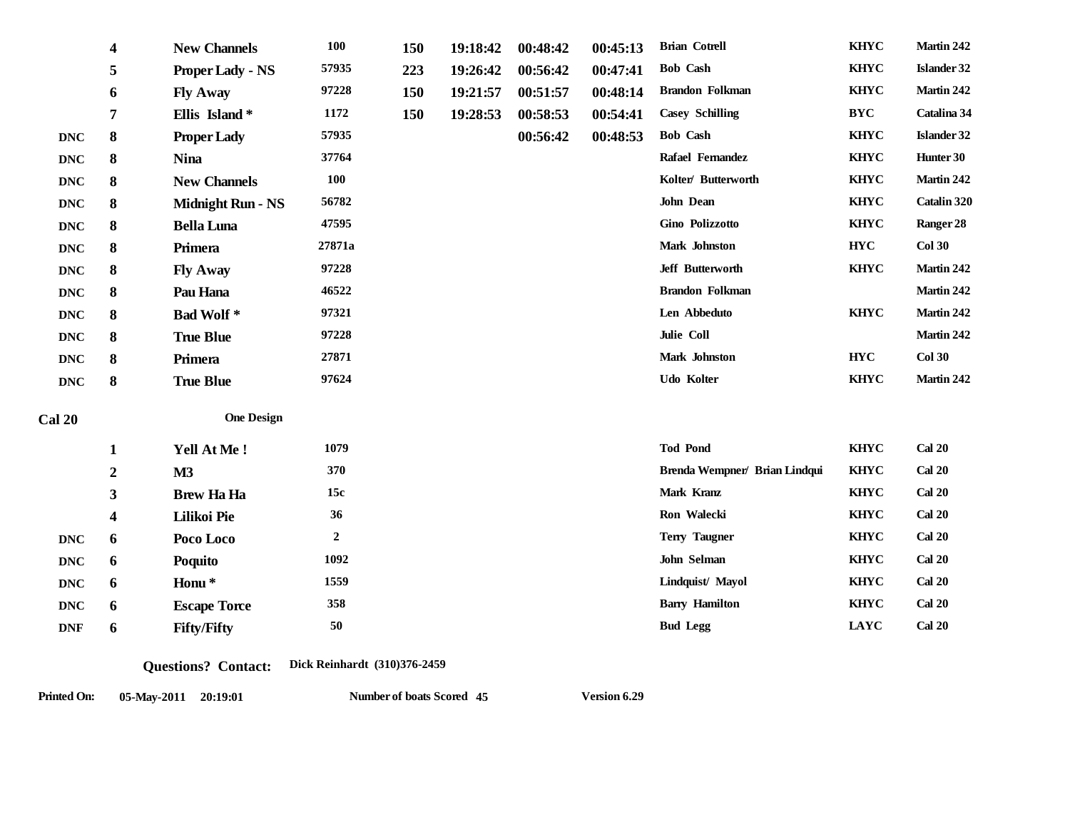| | | | | | | | | | | | |
|---|---|---|---|---|---|---|---|---|---|---|---|
| | 4 | New Channels | 100 | 150 | 19:18:42 | 00:48:42 | 00:45:13 | Brian Cotrell | KHYC | Martin 242 |
| | 5 | Proper Lady - NS | 57935 | 223 | 19:26:42 | 00:56:42 | 00:47:41 | Bob Cash | KHYC | Islander 32 |
| | 6 | Fly Away | 97228 | 150 | 19:21:57 | 00:51:57 | 00:48:14 | Brandon Folkman | KHYC | Martin 242 |
| | 7 | Ellis Island * | 1172 | 150 | 19:28:53 | 00:58:53 | 00:54:41 | Casey Schilling | BYC | Catalina 34 |
| DNC | 8 | Proper Lady | 57935 | | | 00:56:42 | 00:48:53 | Bob Cash | KHYC | Islander 32 |
| DNC | 8 | Nina | 37764 | | | | | Rafael Fernandez | KHYC | Hunter 30 |
| DNC | 8 | New Channels | 100 | | | | | Kolter/ Butterworth | KHYC | Martin 242 |
| DNC | 8 | Midnight Run - NS | 56782 | | | | | John Dean | KHYC | Catalin 320 |
| DNC | 8 | Bella Luna | 47595 | | | | | Gino Polizzotto | KHYC | Ranger 28 |
| DNC | 8 | Primera | 27871a | | | | | Mark Johnston | HYC | Col 30 |
| DNC | 8 | Fly Away | 97228 | | | | | Jeff Butterworth | KHYC | Martin 242 |
| DNC | 8 | Pau Hana | 46522 | | | | | Brandon Folkman | | Martin 242 |
| DNC | 8 | Bad Wolf * | 97321 | | | | | Len Abbeduto | KHYC | Martin 242 |
| DNC | 8 | True Blue | 97228 | | | | | Julie Coll | | Martin 242 |
| DNC | 8 | Primera | 27871 | | | | | Mark Johnston | HYC | Col 30 |
| DNC | 8 | True Blue | 97624 | | | | | Udo Kolter | KHYC | Martin 242 |

**Cal 20** One Design

| | | | | | | |
|---|---|---|---|---|---|---|
| | 1 | Yell At Me ! | 1079 | Tod Pond | KHYC | Cal 20 |
| | 2 | M3 | 370 | Brenda Wempner/ Brian Lindqui | KHYC | Cal 20 |
| | 3 | Brew Ha Ha | 15c | Mark Kranz | KHYC | Cal 20 |
| | 4 | Lilikoi Pie | 36 | Ron Walecki | KHYC | Cal 20 |
| DNC | 6 | Poco Loco | 2 | Terry Taugner | KHYC | Cal 20 |
| DNC | 6 | Poquito | 1092 | John Selman | KHYC | Cal 20 |
| DNC | 6 | Honu * | 1559 | Lindquist/ Mayol | KHYC | Cal 20 |
| DNC | 6 | Escape Torce | 358 | Barry Hamilton | KHYC | Cal 20 |
| DNF | 6 | Fifty/Fifty | 50 | Bud Legg | LAYC | Cal 20 |

**Questions? Contact:** Dick Reinhardt (310)376-2459

**Printed On:** 05-May-2011 20:19:01 **Number of boats Scored** 45 **Version 6.29**